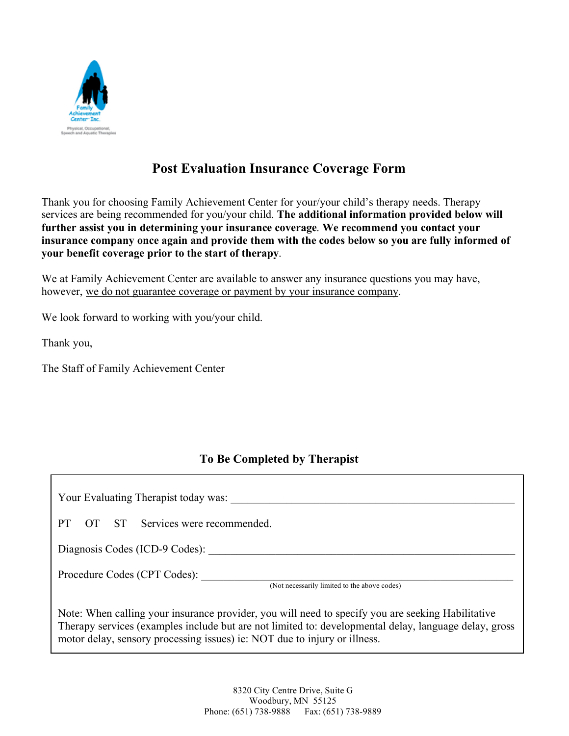Family Achievement Center Inc.

Physical, Occupational, Speech and Aquatic Therapies

# Post Evaluation Insurance Coverage Form

Thank you for choosing Family Achievement Center for your/your child's therapy needs. Therapy services are being recommended for you/your child. **The additional information provided below will further assist you in determining your insurance coverage**. **We recommend you contact your insurance company once again and provide them with the codes below so you are fully informed of your benefit coverage prior to the start of therapy**.

We at Family Achievement Center are available to answer any insurance questions you may have, however, <u>we do not guarantee coverage or payment by your insurance company</u>.

We look forward to working with you/your child.

Thank you,

The Staff of Family Achievement Center

## To Be Completed by Therapist

Your Evaluating Therapist today was: ______________________________________________

PT    OT    ST    Services were recommended.

Diagnosis Codes (ICD-9 Codes): ______________________________________________

Procedure Codes (CPT Codes): ______________________________________________
(Not necessarily limited to the above codes)

Note: When calling your insurance provider, you will need to specify you are seeking Habilitative Therapy services (examples include but are not limited to: developmental delay, language delay, gross motor delay, sensory processing issues) ie: <u>NOT due to injury or illness</u>.

8320 City Centre Drive, Suite G
Woodbury, MN 55125
Phone: (651) 738-9888    Fax: (651) 738-9889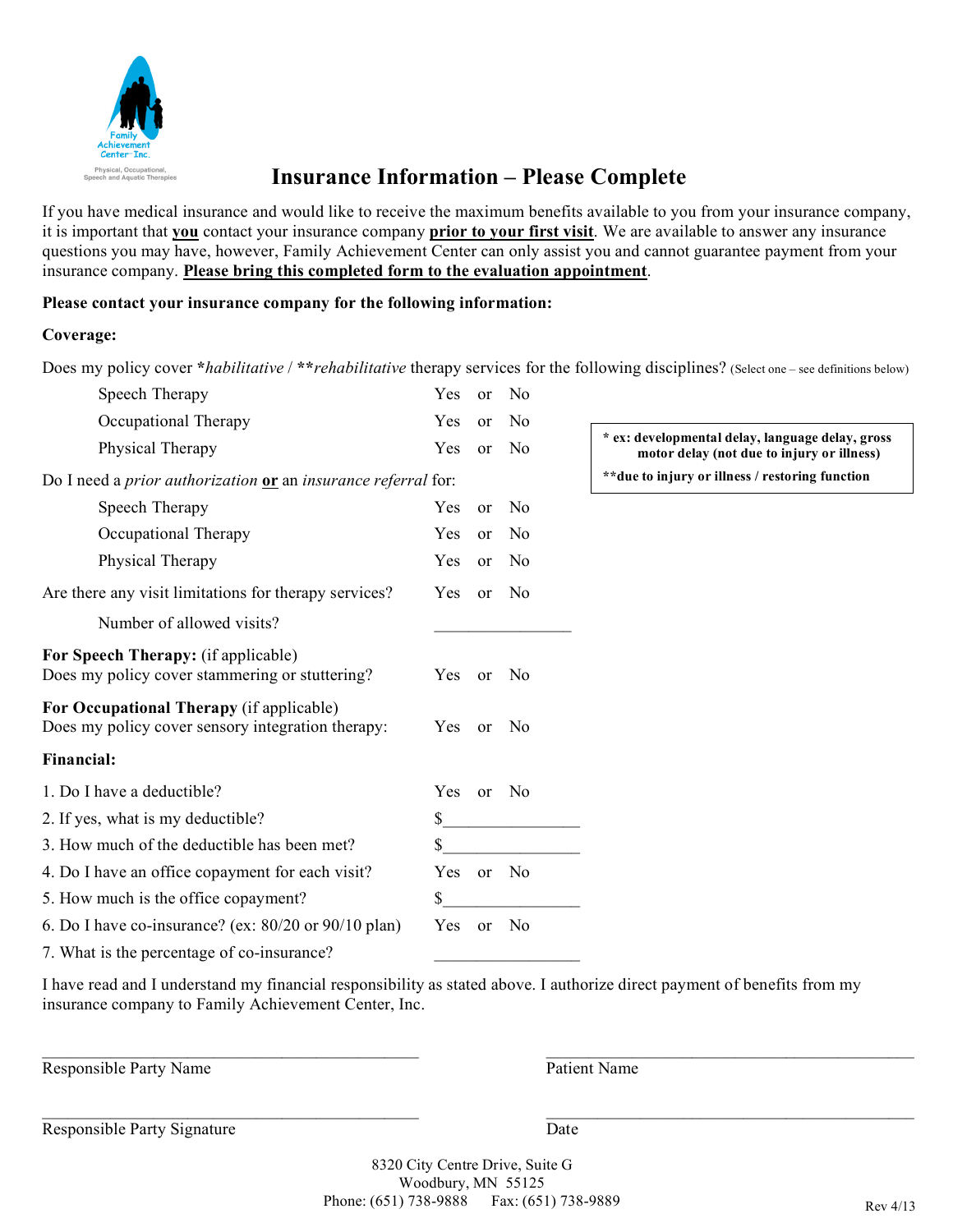Family Achievement Center Inc.
Physical, Occupational, Speech and Aquatic Therapies

# Insurance Information – Please Complete

If you have medical insurance and would like to receive the maximum benefits available to you from your insurance company, it is important that **you** contact your insurance company **prior to your first visit**. We are available to answer any insurance questions you may have, however, Family Achievement Center can only assist you and cannot guarantee payment from your insurance company. **Please bring this completed form to the evaluation appointment**.

**Please contact your insurance company for the following information:**

**Coverage:**

Does my policy cover **habilitative* / ***rehabilitative* therapy services for the following disciplines? (Select one – see definitions below)

| | |
|---|---|
| Speech Therapy | Yes or No |
| Occupational Therapy | Yes or No |
| Physical Therapy | Yes or No |

> **\* ex: developmental delay, language delay, gross motor delay (not due to injury or illness)**
>
> **\*\*due to injury or illness / restoring function**

Do I need a *prior authorization* **or** an *insurance referral* for:

| | |
|---|---|
| Speech Therapy | Yes or No |
| Occupational Therapy | Yes or No |
| Physical Therapy | Yes or No |

Are there any visit limitations for therapy services? Yes or No

Number of allowed visits? \_\_\_\_\_\_\_\_\_\_\_\_\_\_\_\_

**For Speech Therapy:** (if applicable)
Does my policy cover stammering or stuttering? Yes or No

**For Occupational Therapy** (if applicable)
Does my policy cover sensory integration therapy: Yes or No

**Financial:**

1. Do I have a deductible? Yes or No
2. If yes, what is my deductible? $\_\_\_\_\_\_\_\_\_\_\_\_\_\_\_\_
3. How much of the deductible has been met? $\_\_\_\_\_\_\_\_\_\_\_\_\_\_\_\_
4. Do I have an office copayment for each visit? Yes or No
5. How much is the office copayment? $\_\_\_\_\_\_\_\_\_\_\_\_\_\_\_\_
6. Do I have co-insurance? (ex: 80/20 or 90/10 plan) Yes or No
7. What is the percentage of co-insurance? \_\_\_\_\_\_\_\_\_\_\_\_\_\_\_\_

I have read and I understand my financial responsibility as stated above. I authorize direct payment of benefits from my insurance company to Family Achievement Center, Inc.

\_\_\_\_\_\_\_\_\_\_\_\_\_\_\_\_\_\_\_\_\_\_\_\_\_\_\_\_\_\_\_\_\_\_\_\_\_\_\_\_
Responsible Party Name

\_\_\_\_\_\_\_\_\_\_\_\_\_\_\_\_\_\_\_\_\_\_\_\_\_\_\_\_\_\_\_\_\_\_\_\_\_\_\_\_
Patient Name

\_\_\_\_\_\_\_\_\_\_\_\_\_\_\_\_\_\_\_\_\_\_\_\_\_\_\_\_\_\_\_\_\_\_\_\_\_\_\_\_
Responsible Party Signature

\_\_\_\_\_\_\_\_\_\_\_\_\_\_\_\_\_\_\_\_\_\_\_\_\_\_\_\_\_\_\_\_\_\_\_\_\_\_\_\_
Date

8320 City Centre Drive, Suite G
Woodbury, MN 55125
Phone: (651) 738-9888 Fax: (651) 738-9889

Rev 4/13